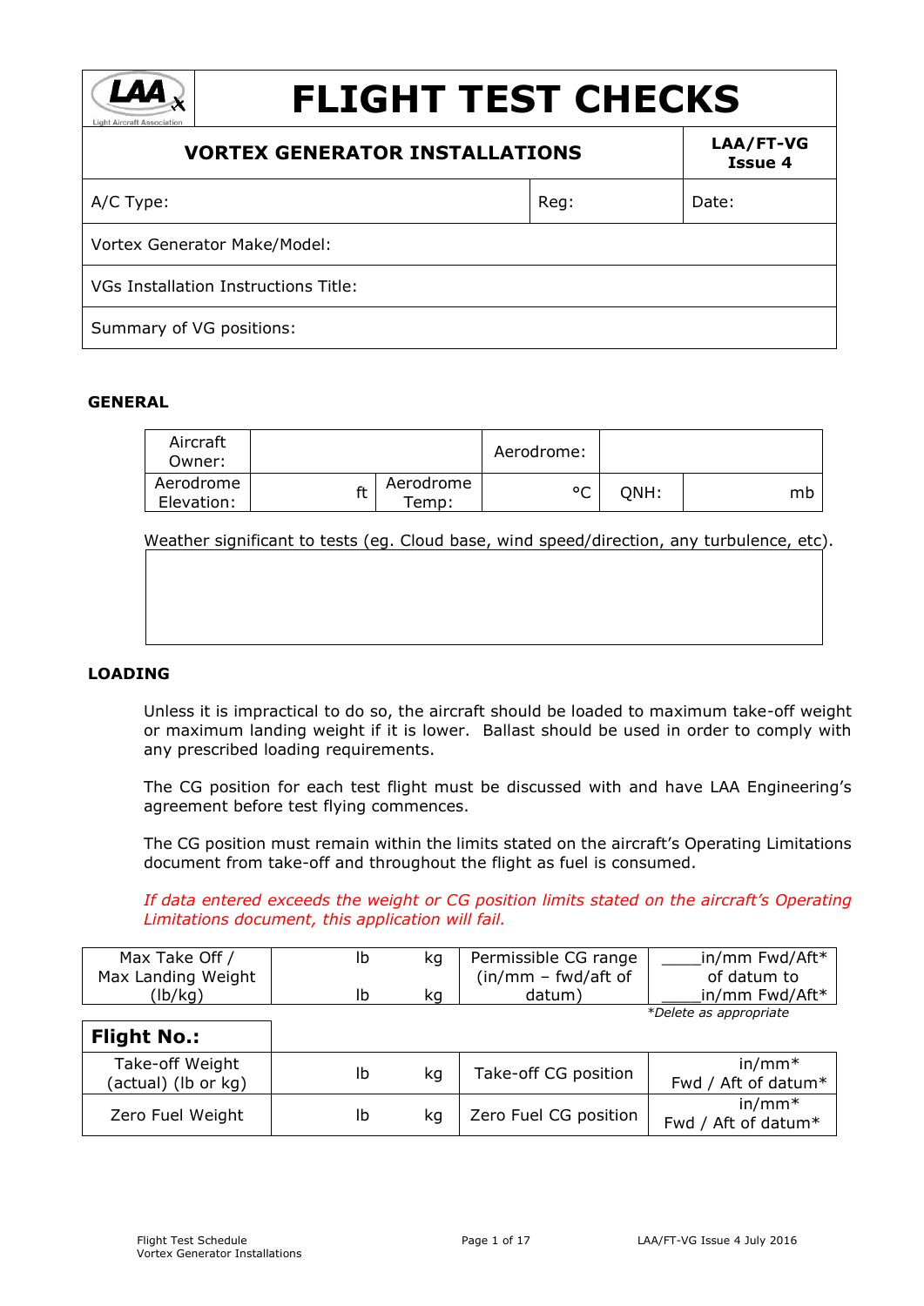# FLIGHT TEST CHECKS

| VORTEX GENERATOR INSTALLATIONS | | LAA/FT-VG Issue 4 |
|---|---|---|
| A/C Type: | Reg: | Date: |
| Vortex Generator Make/Model: | | |
| VGs Installation Instructions Title: | | |
| Summary of VG positions: | | |

## GENERAL

| Aircraft Owner: | | | Aerodrome: | | |
|---|---|---|---|---|---|
| Aerodrome Elevation: | ft | Aerodrome Temp: | °C | QNH: | mb |

Weather significant to tests (eg. Cloud base, wind speed/direction, any turbulence, etc).

| |
|---|
| |

## LOADING

Unless it is impractical to do so, the aircraft should be loaded to maximum take-off weight or maximum landing weight if it is lower. Ballast should be used in order to comply with any prescribed loading requirements.

The CG position for each test flight must be discussed with and have LAA Engineering's agreement before test flying commences.

The CG position must remain within the limits stated on the aircraft's Operating Limitations document from take-off and throughout the flight as fuel is consumed.

*If data entered exceeds the weight or CG position limits stated on the aircraft's Operating Limitations document, this application will fail.*

| Max Take Off / Max Landing Weight (lb/kg) | lb kg<br>lb kg | Permissible CG range (in/mm – fwd/aft of datum) | ____in/mm Fwd/Aft* of datum to ____in/mm Fwd/Aft* |
|---|---|---|---|

*Delete as appropriate

| Flight No.: | | | |
|---|---|---|---|
| Take-off Weight (actual) (lb or kg) | lb kg | Take-off CG position | in/mm* Fwd / Aft of datum* |
| Zero Fuel Weight | lb kg | Zero Fuel CG position | in/mm* Fwd / Aft of datum* |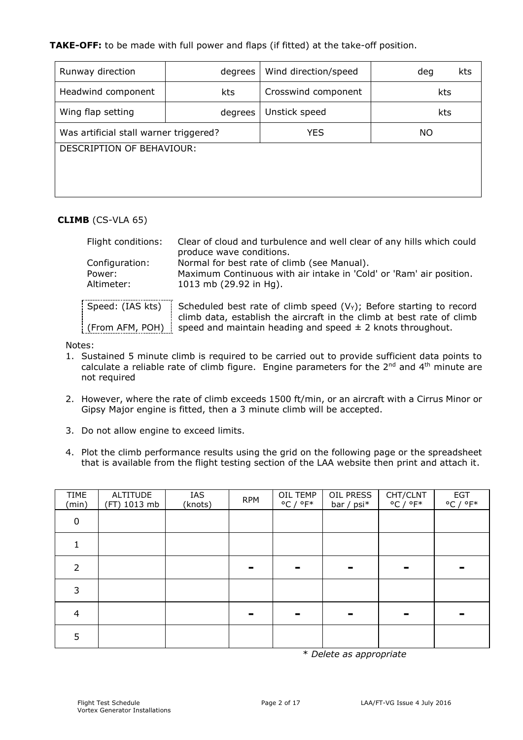**TAKE-OFF:** to be made with full power and flaps (if fitted) at the take-off position.

| Runway direction | degrees | Wind direction/speed | deg kts |
|---|---|---|---|
| Headwind component | kts | Crosswind component | kts |
| Wing flap setting | degrees | Unstick speed | kts |
| Was artificial stall warner triggered? | | YES | NO |
| DESCRIPTION OF BEHAVIOUR: | | | |

**CLIMB** (CS-VLA 65)

| | |
|---|---|
| Flight conditions: | Clear of cloud and turbulence and well clear of any hills which could produce wave conditions. |
| Configuration: | Normal for best rate of climb (see Manual). |
| Power: | Maximum Continuous with air intake in 'Cold' or 'Ram' air position. |
| Altimeter: | 1013 mb (29.92 in Hg). |
| Speed: (IAS kts) (From AFM, POH) | Scheduled best rate of climb speed ($V_Y$); Before starting to record climb data, establish the aircraft in the climb at best rate of climb speed and maintain heading and speed ± 2 knots throughout. |

Notes:

1. Sustained 5 minute climb is required to be carried out to provide sufficient data points to calculate a reliable rate of climb figure. Engine parameters for the 2nd and 4th minute are not required
2. However, where the rate of climb exceeds 1500 ft/min, or an aircraft with a Cirrus Minor or Gipsy Major engine is fitted, then a 3 minute climb will be accepted.
3. Do not allow engine to exceed limits.
4. Plot the climb performance results using the grid on the following page or the spreadsheet that is available from the flight testing section of the LAA website then print and attach it.

| TIME (min) | ALTITUDE (FT) 1013 mb | IAS (knots) | RPM | OIL TEMP °C / °F* | OIL PRESS bar / psi* | CHT/CLNT °C / °F* | EGT °C / °F* |
|---|---|---|---|---|---|---|---|
| 0 | | | | | | | |
| 1 | | | | | | | |
| 2 | | | - | - | - | - | - |
| 3 | | | | | | | |
| 4 | | | - | - | - | - | - |
| 5 | | | | | | | |

*\* Delete as appropriate*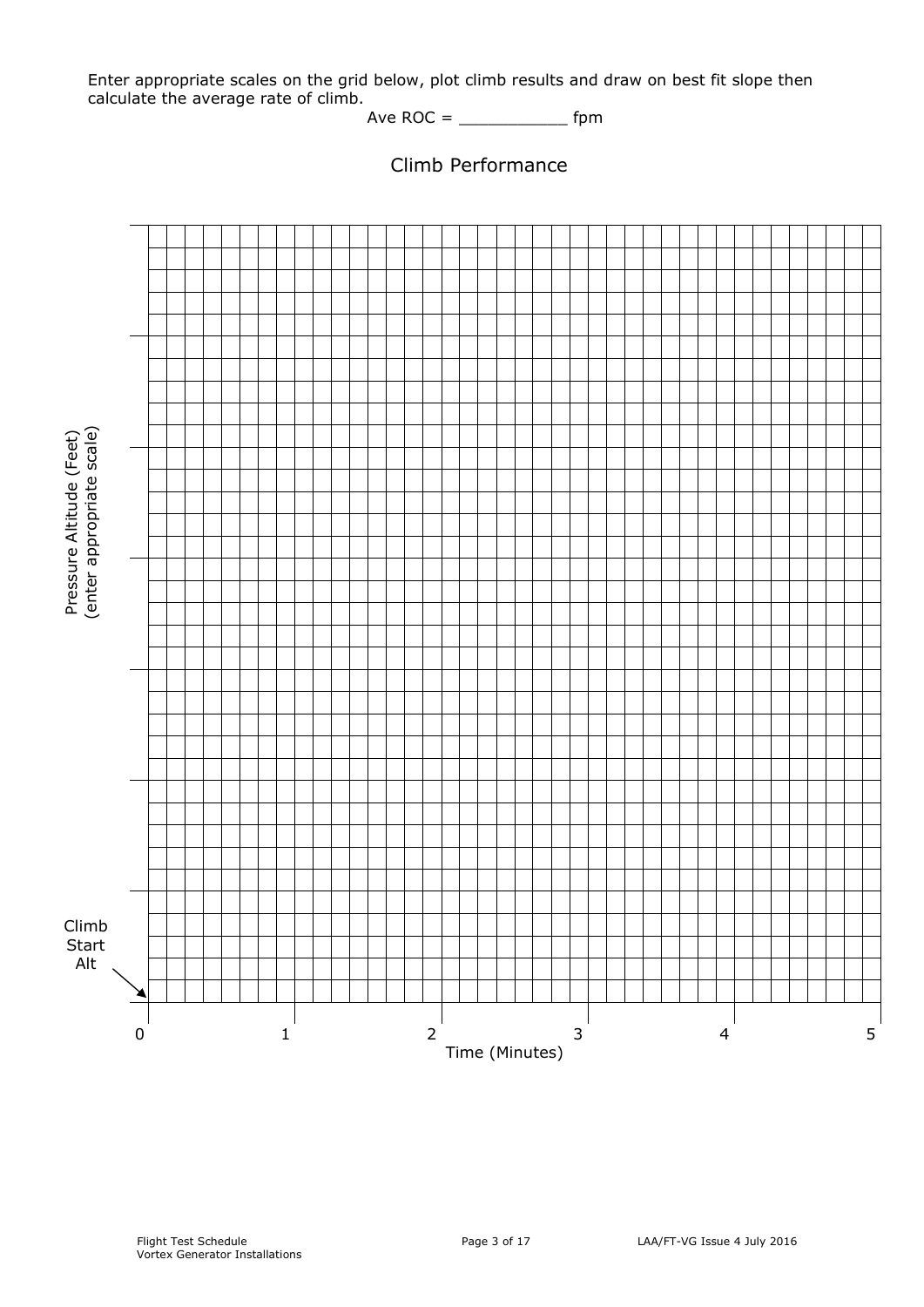Enter appropriate scales on the grid below, plot climb results and draw on best fit slope then calculate the average rate of climb.

Ave ROC = ___________ fpm

## Climb Performance

Pressure Altitude (Feet) (enter appropriate scale)

Climb Start Alt

0 1 2 3 4 5

Time (Minutes)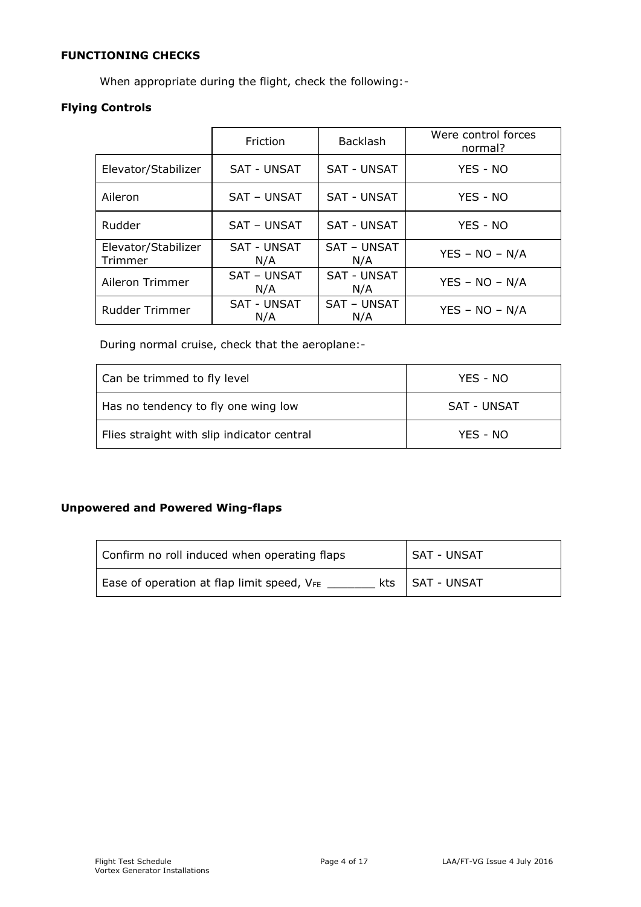**FUNCTIONING CHECKS**

When appropriate during the flight, check the following:-

**Flying Controls**

| | Friction | Backlash | Were control forces normal? |
|---|---|---|---|
| Elevator/Stabilizer | SAT - UNSAT | SAT - UNSAT | YES - NO |
| Aileron | SAT – UNSAT | SAT - UNSAT | YES - NO |
| Rudder | SAT – UNSAT | SAT - UNSAT | YES - NO |
| Elevator/Stabilizer Trimmer | SAT - UNSAT N/A | SAT – UNSAT N/A | YES – NO – N/A |
| Aileron Trimmer | SAT – UNSAT N/A | SAT - UNSAT N/A | YES – NO – N/A |
| Rudder Trimmer | SAT - UNSAT N/A | SAT – UNSAT N/A | YES – NO – N/A |

During normal cruise, check that the aeroplane:-

| | |
|---|---|
| Can be trimmed to fly level | YES - NO |
| Has no tendency to fly one wing low | SAT - UNSAT |
| Flies straight with slip indicator central | YES - NO |

**Unpowered and Powered Wing-flaps**

| | |
|---|---|
| Confirm no roll induced when operating flaps | SAT - UNSAT |
| Ease of operation at flap limit speed, $V_{FE}$ _______ kts | SAT - UNSAT |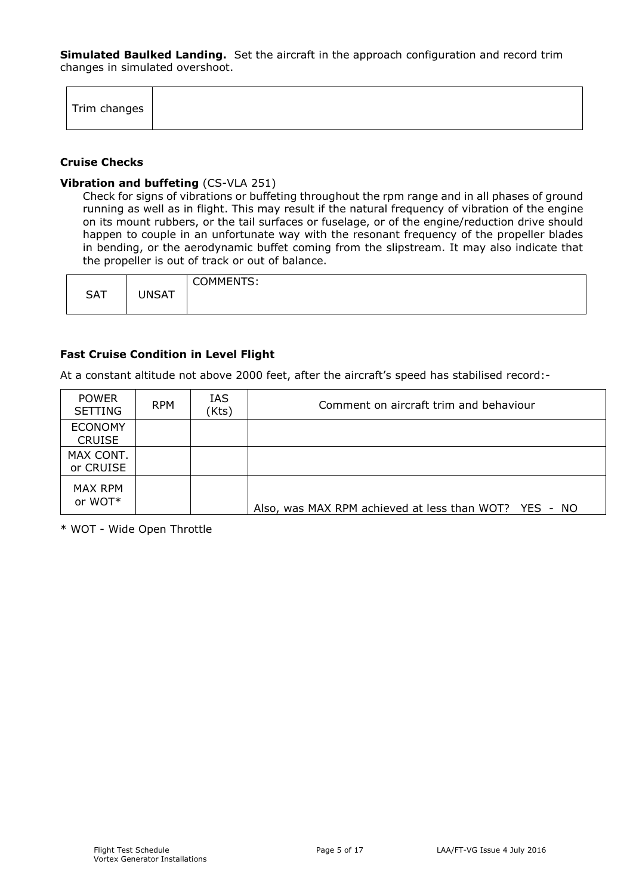**Simulated Baulked Landing.** Set the aircraft in the approach configuration and record trim changes in simulated overshoot.

| Trim changes | |
|---|---|

### Cruise Checks

**Vibration and buffeting** (CS-VLA 251)

Check for signs of vibrations or buffeting throughout the rpm range and in all phases of ground running as well as in flight. This may result if the natural frequency of vibration of the engine on its mount rubbers, or the tail surfaces or fuselage, or of the engine/reduction drive should happen to couple in an unfortunate way with the resonant frequency of the propeller blades in bending, or the aerodynamic buffet coming from the slipstream. It may also indicate that the propeller is out of track or out of balance.

| SAT | UNSAT | COMMENTS: |
|---|---|---|

### Fast Cruise Condition in Level Flight

At a constant altitude not above 2000 feet, after the aircraft's speed has stabilised record:-

| POWER SETTING | RPM | IAS (Kts) | Comment on aircraft trim and behaviour |
|---|---|---|---|
| ECONOMY CRUISE | | | |
| MAX CONT. or CRUISE | | | |
| MAX RPM or WOT* | | | Also, was MAX RPM achieved at less than WOT? YES - NO |

* WOT - Wide Open Throttle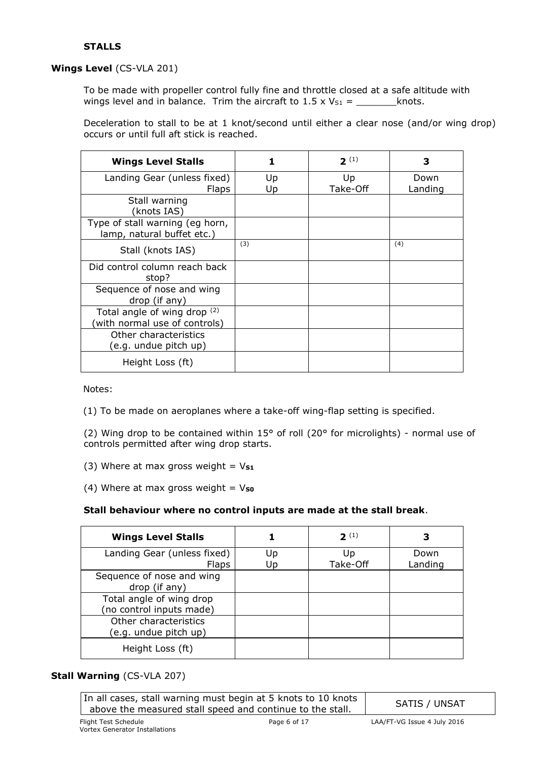### STALLS

#### Wings Level (CS-VLA 201)

To be made with propeller control fully fine and throttle closed at a safe altitude with wings level and in balance. Trim the aircraft to $1.5 \times V_{S1}$ = _______knots.

Deceleration to stall to be at 1 knot/second until either a clear nose (and/or wing drop) occurs or until full aft stick is reached.

| Wings Level Stalls | 1 | 2 [(1)] | 3 |
|---|---|---|---|
| Landing Gear (unless fixed) Flaps | Up Up | Up Take-Off | Down Landing |
| Stall warning (knots IAS) | | | |
| Type of stall warning (eg horn, lamp, natural buffet etc.) | | | |
| Stall (knots IAS) | (3) | | (4) |
| Did control column reach back stop? | | | |
| Sequence of nose and wing drop (if any) | | | |
| Total angle of wing drop [(2)] (with normal use of controls) | | | |
| Other characteristics (e.g. undue pitch up) | | | |
| Height Loss (ft) | | | |

Notes:

(1) To be made on aeroplanes where a take-off wing-flap setting is specified.

(2) Wing drop to be contained within 15° of roll (20° for microlights) - normal use of controls permitted after wing drop starts.

(3) Where at max gross weight = $V_{S1}$

(4) Where at max gross weight = $V_{S0}$

**Stall behaviour where no control inputs are made at the stall break**.

| Wings Level Stalls | 1 | 2 [(1)] | 3 |
|---|---|---|---|
| Landing Gear (unless fixed) Flaps | Up Up | Up Take-Off | Down Landing |
| Sequence of nose and wing drop (if any) | | | |
| Total angle of wing drop (no control inputs made) | | | |
| Other characteristics (e.g. undue pitch up) | | | |
| Height Loss (ft) | | | |

#### Stall Warning (CS-VLA 207)

| In all cases, stall warning must begin at 5 knots to 10 knots above the measured stall speed and continue to the stall. | SATIS / UNSAT |
|---|---|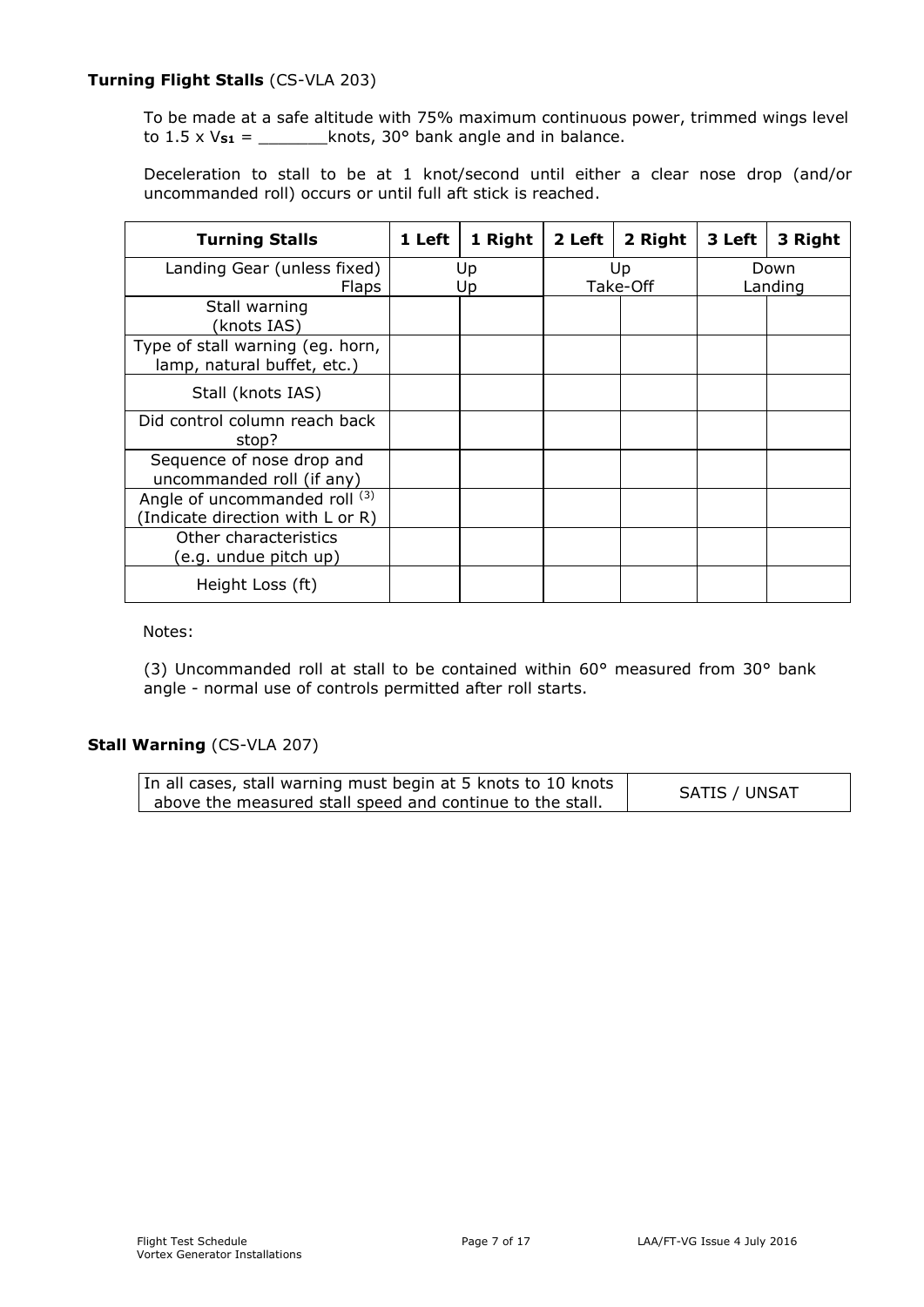**Turning Flight Stalls** (CS-VLA 203)

To be made at a safe altitude with 75% maximum continuous power, trimmed wings level to 1.5 x $V_{S1}$ = _______knots, 30° bank angle and in balance.

Deceleration to stall to be at 1 knot/second until either a clear nose drop (and/or uncommanded roll) occurs or until full aft stick is reached.

| Turning Stalls | 1 Left | 1 Right | 2 Left | 2 Right | 3 Left | 3 Right |
|---|---|---|---|---|---|---|
| Landing Gear (unless fixed) Flaps | Up Up | | Up Take-Off | | Down Landing | |
| Stall warning (knots IAS) | | | | | | |
| Type of stall warning (eg. horn, lamp, natural buffet, etc.) | | | | | | |
| Stall (knots IAS) | | | | | | |
| Did control column reach back stop? | | | | | | |
| Sequence of nose drop and uncommanded roll (if any) | | | | | | |
| Angle of uncommanded roll [3] (Indicate direction with L or R) | | | | | | |
| Other characteristics (e.g. undue pitch up) | | | | | | |
| Height Loss (ft) | | | | | | |

Notes:

(3) Uncommanded roll at stall to be contained within 60° measured from 30° bank angle - normal use of controls permitted after roll starts.

**Stall Warning** (CS-VLA 207)

| In all cases, stall warning must begin at 5 knots to 10 knots above the measured stall speed and continue to the stall. | SATIS / UNSAT |
|---|---|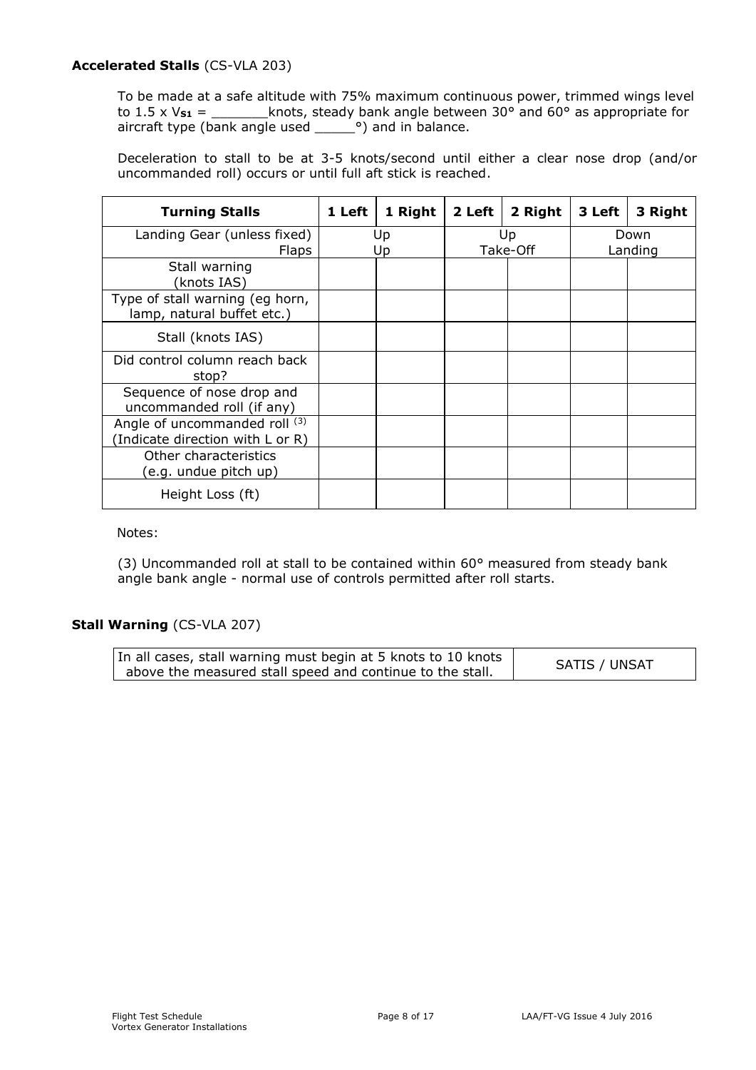**Accelerated Stalls** (CS-VLA 203)

To be made at a safe altitude with 75% maximum continuous power, trimmed wings level to 1.5 x $V_{S1}$ = _______knots, steady bank angle between 30° and 60° as appropriate for aircraft type (bank angle used _____°) and in balance.

Deceleration to stall to be at 3-5 knots/second until either a clear nose drop (and/or uncommanded roll) occurs or until full aft stick is reached.

| Turning Stalls | 1 Left | 1 Right | 2 Left | 2 Right | 3 Left | 3 Right |
|---|---|---|---|---|---|---|
| Landing Gear (unless fixed) Flaps | Up Up | | Up Take-Off | | Down Landing | |
| Stall warning (knots IAS) | | | | | | |
| Type of stall warning (eg horn, lamp, natural buffet etc.) | | | | | | |
| Stall (knots IAS) | | | | | | |
| Did control column reach back stop? | | | | | | |
| Sequence of nose drop and uncommanded roll (if any) | | | | | | |
| Angle of uncommanded roll [3] (Indicate direction with L or R) | | | | | | |
| Other characteristics (e.g. undue pitch up) | | | | | | |
| Height Loss (ft) | | | | | | |

Notes:

(3) Uncommanded roll at stall to be contained within 60° measured from steady bank angle bank angle - normal use of controls permitted after roll starts.

**Stall Warning** (CS-VLA 207)

| In all cases, stall warning must begin at 5 knots to 10 knots above the measured stall speed and continue to the stall. | SATIS / UNSAT |
|---|---|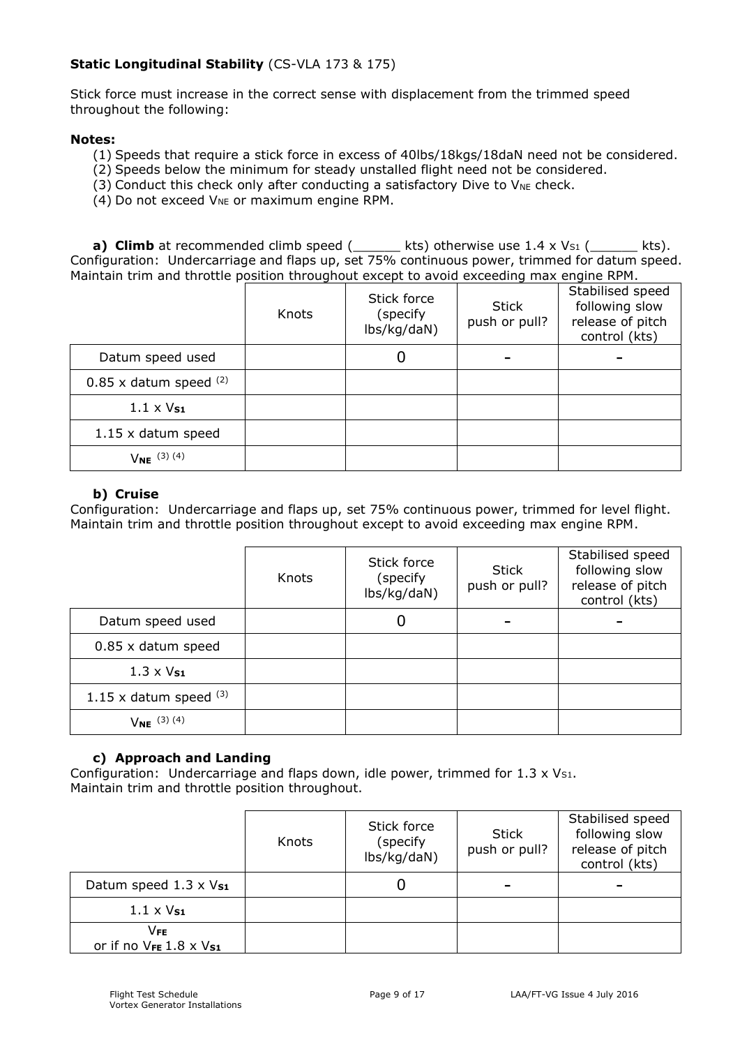**Static Longitudinal Stability** (CS-VLA 173 & 175)

Stick force must increase in the correct sense with displacement from the trimmed speed throughout the following:

**Notes:**

(1) Speeds that require a stick force in excess of 40lbs/18kgs/18daN need not be considered.
(2) Speeds below the minimum for steady unstalled flight need not be considered.
(3) Conduct this check only after conducting a satisfactory Dive to $V_{NE}$ check.
(4) Do not exceed $V_{NE}$ or maximum engine RPM.

**a) Climb** at recommended climb speed (______ kts) otherwise use 1.4 x $V_{S1}$ (______ kts).
Configuration: Undercarriage and flaps up, set 75% continuous power, trimmed for datum speed. Maintain trim and throttle position throughout except to avoid exceeding max engine RPM.

| | Knots | Stick force (specify lbs/kg/daN) | Stick push or pull? | Stabilised speed following slow release of pitch control (kts) |
|---|---|---|---|---|
| Datum speed used | | 0 | - | - |
| 0.85 x datum speed (2) | | | | |
| 1.1 x $V_{S1}$ | | | | |
| 1.15 x datum speed | | | | |
| $V_{NE}$ (3) (4) | | | | |

**b) Cruise**
Configuration: Undercarriage and flaps up, set 75% continuous power, trimmed for level flight. Maintain trim and throttle position throughout except to avoid exceeding max engine RPM.

| | Knots | Stick force (specify lbs/kg/daN) | Stick push or pull? | Stabilised speed following slow release of pitch control (kts) |
|---|---|---|---|---|
| Datum speed used | | 0 | - | - |
| 0.85 x datum speed | | | | |
| 1.3 x $V_{S1}$ | | | | |
| 1.15 x datum speed (3) | | | | |
| $V_{NE}$ (3) (4) | | | | |

**c) Approach and Landing**
Configuration: Undercarriage and flaps down, idle power, trimmed for 1.3 x $V_{S1}$.
Maintain trim and throttle position throughout.

| | Knots | Stick force (specify lbs/kg/daN) | Stick push or pull? | Stabilised speed following slow release of pitch control (kts) |
|---|---|---|---|---|
| Datum speed 1.3 x $V_{S1}$ | | 0 | - | - |
| 1.1 x $V_{S1}$ | | | | |
| $V_{FE}$ or if no $V_{FE}$ 1.8 x $V_{S1}$ | | | | |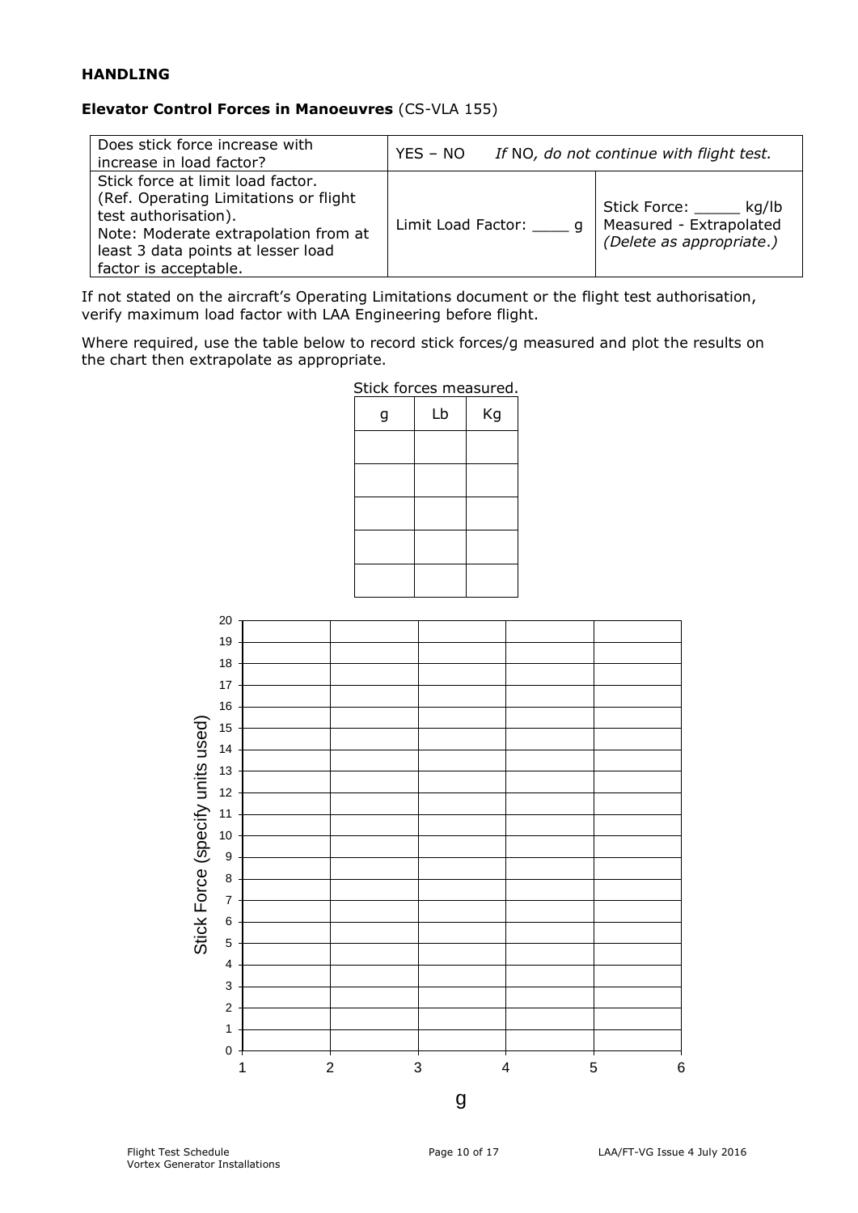**HANDLING**

**Elevator Control Forces in Manoeuvres** (CS-VLA 155)

| Does stick force increase with increase in load factor? | YES – NO *If* NO*, do not continue with flight test.* | |
|---|---|---|
| Stick force at limit load factor. (Ref. Operating Limitations or flight test authorisation). Note: Moderate extrapolation from at least 3 data points at lesser load factor is acceptable. | Limit Load Factor: ____ g | Stick Force: _____ kg/lb Measured - Extrapolated *(Delete as appropriate.)* |

If not stated on the aircraft's Operating Limitations document or the flight test authorisation, verify maximum load factor with LAA Engineering before flight.

Where required, use the table below to record stick forces/g measured and plot the results on the chart then extrapolate as appropriate.

Stick forces measured.

| g | Lb | Kg |
|---|---|---|
| | | |
| | | |
| | | |
| | | |
| | | |

Stick Force (specify units used)

| 20 | | | | | |
|---|---|---|---|---|---|
| 19 | | | | | |
| 18 | | | | | |
| 17 | | | | | |
| 16 | | | | | |
| 15 | | | | | |
| 14 | | | | | |
| 13 | | | | | |
| 12 | | | | | |
| 11 | | | | | |
| 10 | | | | | |
| 9 | | | | | |
| 8 | | | | | |
| 7 | | | | | |
| 6 | | | | | |
| 5 | | | | | |
| 4 | | | | | |
| 3 | | | | | |
| 2 | | | | | |
| 1 | | | | | |
| 0 | | | | | |
| | 1 | 2 | 3 | 4 | 5 6 |

g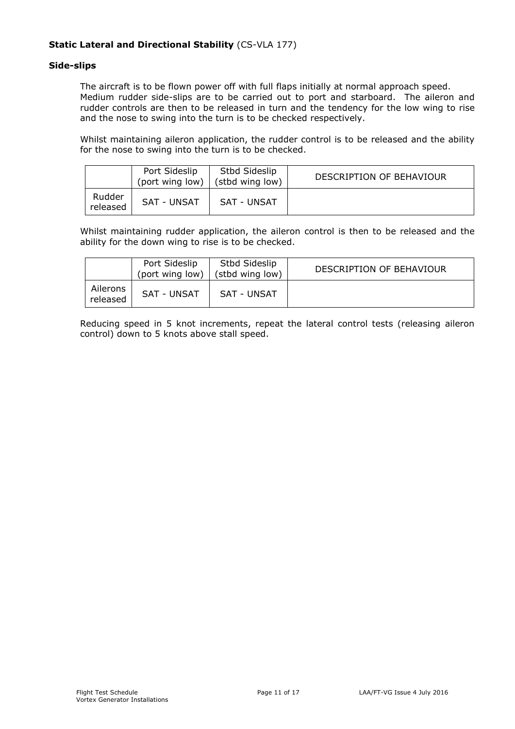**Static Lateral and Directional Stability** (CS-VLA 177)

**Side-slips**

The aircraft is to be flown power off with full flaps initially at normal approach speed. Medium rudder side-slips are to be carried out to port and starboard. The aileron and rudder controls are then to be released in turn and the tendency for the low wing to rise and the nose to swing into the turn is to be checked respectively.

Whilst maintaining aileron application, the rudder control is to be released and the ability for the nose to swing into the turn is to be checked.

| | Port Sideslip (port wing low) | Stbd Sideslip (stbd wing low) | DESCRIPTION OF BEHAVIOUR |
|---|---|---|---|
| Rudder released | SAT - UNSAT | SAT - UNSAT | |

Whilst maintaining rudder application, the aileron control is then to be released and the ability for the down wing to rise is to be checked.

| | Port Sideslip (port wing low) | Stbd Sideslip (stbd wing low) | DESCRIPTION OF BEHAVIOUR |
|---|---|---|---|
| Ailerons released | SAT - UNSAT | SAT - UNSAT | |

Reducing speed in 5 knot increments, repeat the lateral control tests (releasing aileron control) down to 5 knots above stall speed.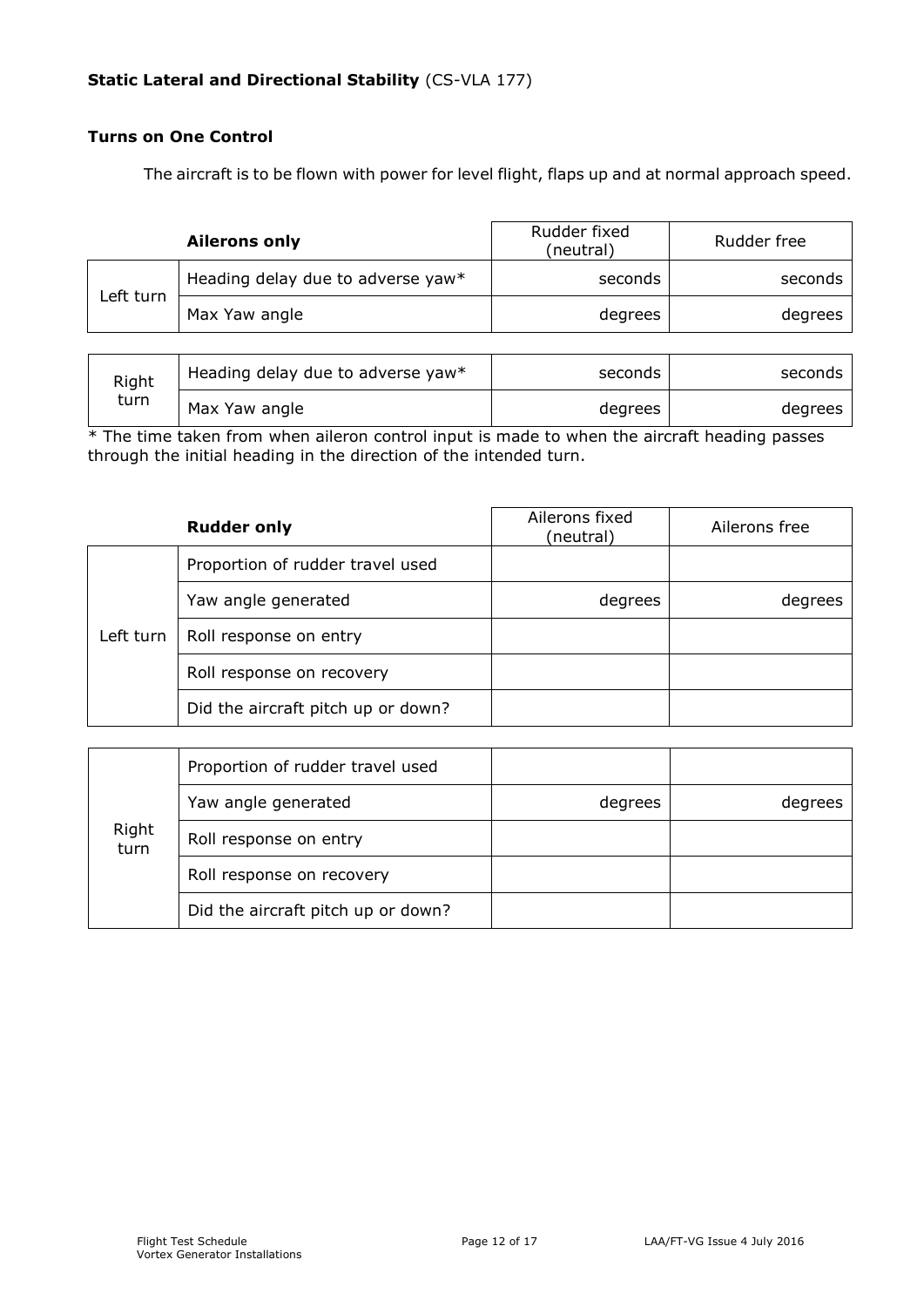**Static Lateral and Directional Stability** (CS-VLA 177)

**Turns on One Control**

The aircraft is to be flown with power for level flight, flaps up and at normal approach speed.

| | **Ailerons only** | Rudder fixed (neutral) | Rudder free |
|---|---|---|---|
| Left turn | Heading delay due to adverse yaw* | seconds | seconds |
| | Max Yaw angle | degrees | degrees |

| | | | |
|---|---|---|---|
| Right turn | Heading delay due to adverse yaw* | seconds | seconds |
| | Max Yaw angle | degrees | degrees |

* The time taken from when aileron control input is made to when the aircraft heading passes through the initial heading in the direction of the intended turn.

| | **Rudder only** | Ailerons fixed (neutral) | Ailerons free |
|---|---|---|---|
| Left turn | Proportion of rudder travel used | | |
| | Yaw angle generated | degrees | degrees |
| | Roll response on entry | | |
| | Roll response on recovery | | |
| | Did the aircraft pitch up or down? | | |

| | | | |
|---|---|---|---|
| Right turn | Proportion of rudder travel used | | |
| | Yaw angle generated | degrees | degrees |
| | Roll response on entry | | |
| | Roll response on recovery | | |
| | Did the aircraft pitch up or down? | | |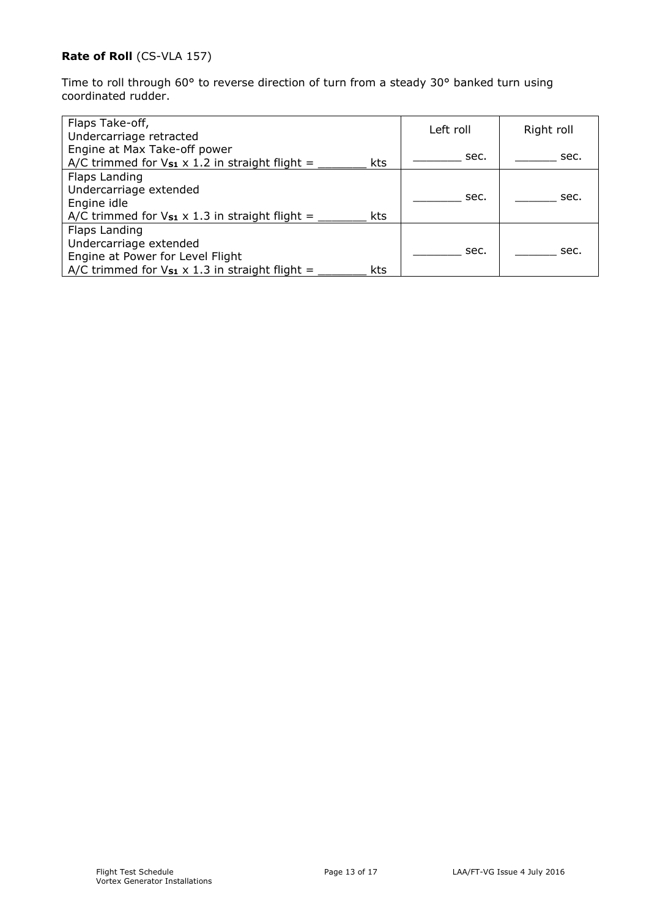**Rate of Roll** (CS-VLA 157)

Time to roll through 60° to reverse direction of turn from a steady 30° banked turn using coordinated rudder.

| | Left roll | Right roll |
|---|---|---|
| Flaps Take-off,<br>Undercarriage retracted<br>Engine at Max Take-off power<br>A/C trimmed for $V_{S1}$ x 1.2 in straight flight = _______ kts | _______ sec. | ______ sec. |
| Flaps Landing<br>Undercarriage extended<br>Engine idle<br>A/C trimmed for $V_{S1}$ x 1.3 in straight flight = _______ kts | _______ sec. | ______ sec. |
| Flaps Landing<br>Undercarriage extended<br>Engine at Power for Level Flight<br>A/C trimmed for $V_{S1}$ x 1.3 in straight flight = _______ kts | _______ sec. | ______ sec. |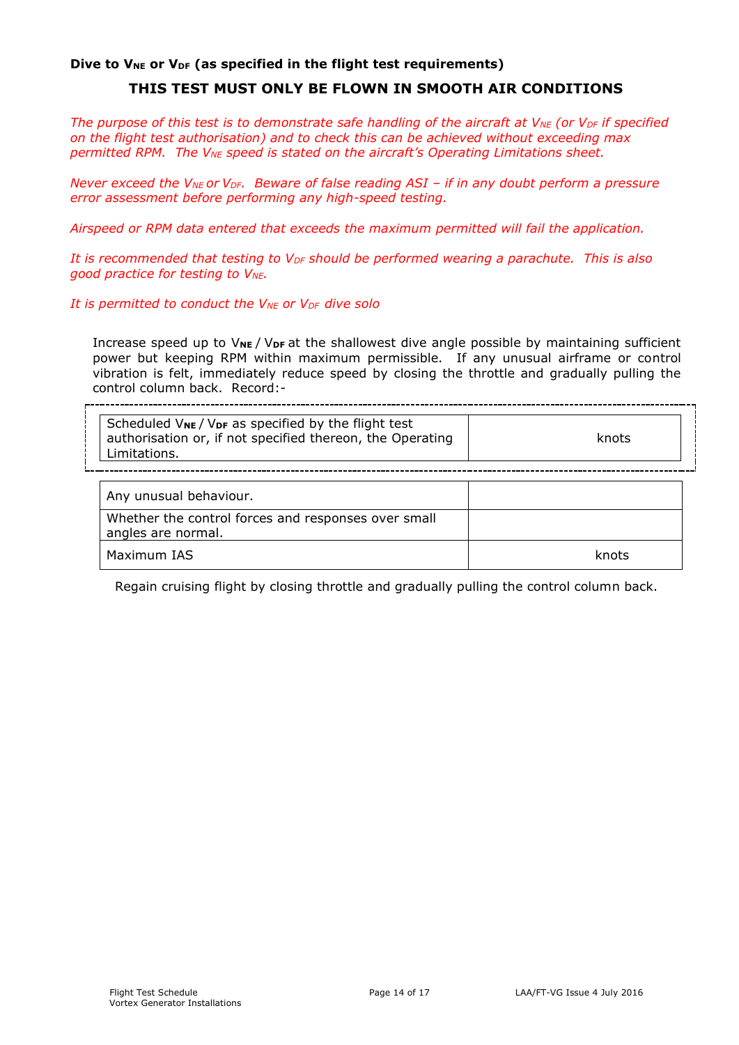**Dive to $V_{NE}$ or $V_{DF}$ (as specified in the flight test requirements)**

**THIS TEST MUST ONLY BE FLOWN IN SMOOTH AIR CONDITIONS**

*The purpose of this test is to demonstrate safe handling of the aircraft at $V_{NE}$ (or $V_{DF}$ if specified on the flight test authorisation) and to check this can be achieved without exceeding max permitted RPM. The $V_{NE}$ speed is stated on the aircraft's Operating Limitations sheet.*

*Never exceed the $V_{NE}$ or $V_{DF}$. Beware of false reading ASI – if in any doubt perform a pressure error assessment before performing any high-speed testing.*

*Airspeed or RPM data entered that exceeds the maximum permitted will fail the application.*

*It is recommended that testing to $V_{DF}$ should be performed wearing a parachute. This is also good practice for testing to $V_{NE}$.*

*It is permitted to conduct the $V_{NE}$ or $V_{DF}$ dive solo*

Increase speed up to $V_{NE}$ / $V_{DF}$ at the shallowest dive angle possible by maintaining sufficient power but keeping RPM within maximum permissible. If any unusual airframe or control vibration is felt, immediately reduce speed by closing the throttle and gradually pulling the control column back. Record:-

| | |
|---|---|
| Scheduled $V_{NE}$ / $V_{DF}$ as specified by the flight test authorisation or, if not specified thereon, the Operating Limitations. | knots |

| | |
|---|---|
| Any unusual behaviour. | |
| Whether the control forces and responses over small angles are normal. | |
| Maximum IAS | knots |

Regain cruising flight by closing throttle and gradually pulling the control column back.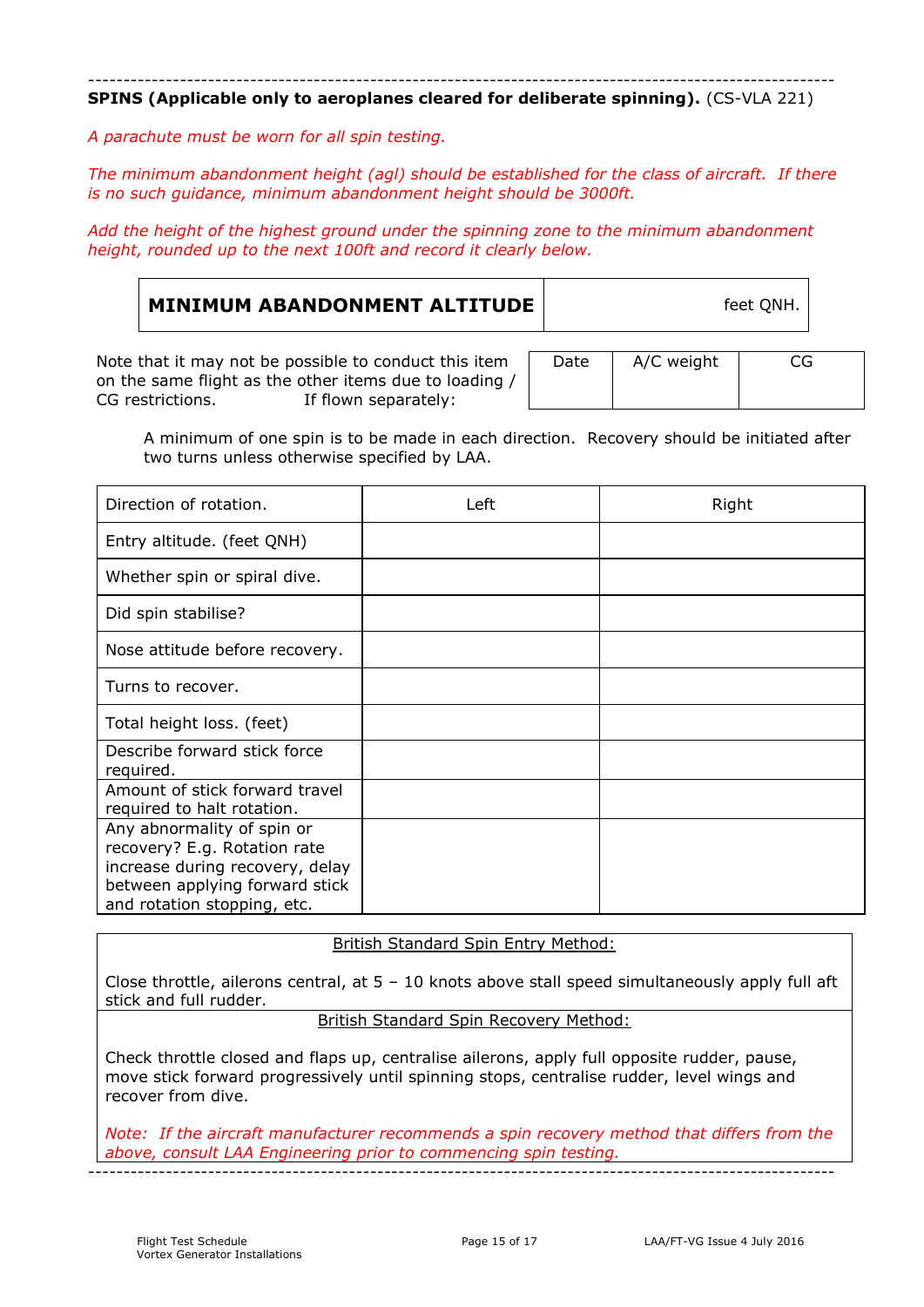---

**SPINS (Applicable only to aeroplanes cleared for deliberate spinning).** (CS-VLA 221)

*A parachute must be worn for all spin testing.*

*The minimum abandonment height (agl) should be established for the class of aircraft. If there is no such guidance, minimum abandonment height should be 3000ft.*

*Add the height of the highest ground under the spinning zone to the minimum abandonment height, rounded up to the next 100ft and record it clearly below.*

| **MINIMUM ABANDONMENT ALTITUDE** | feet QNH. |
|---|---|

Note that it may not be possible to conduct this item on the same flight as the other items due to loading / CG restrictions. If flown separately:

| Date | A/C weight | CG |
|---|---|---|
| | | |

A minimum of one spin is to be made in each direction. Recovery should be initiated after two turns unless otherwise specified by LAA.

| Direction of rotation. | Left | Right |
|---|---|---|
| Entry altitude. (feet QNH) | | |
| Whether spin or spiral dive. | | |
| Did spin stabilise? | | |
| Nose attitude before recovery. | | |
| Turns to recover. | | |
| Total height loss. (feet) | | |
| Describe forward stick force required. | | |
| Amount of stick forward travel required to halt rotation. | | |
| Any abnormality of spin or recovery? E.g. Rotation rate increase during recovery, delay between applying forward stick and rotation stopping, etc. | | |

<u>British Standard Spin Entry Method:</u>

Close throttle, ailerons central, at 5 – 10 knots above stall speed simultaneously apply full aft stick and full rudder.

<u>British Standard Spin Recovery Method:</u>

Check throttle closed and flaps up, centralise ailerons, apply full opposite rudder, pause, move stick forward progressively until spinning stops, centralise rudder, level wings and recover from dive.

*Note: If the aircraft manufacturer recommends a spin recovery method that differs from the above, consult LAA Engineering prior to commencing spin testing.*

---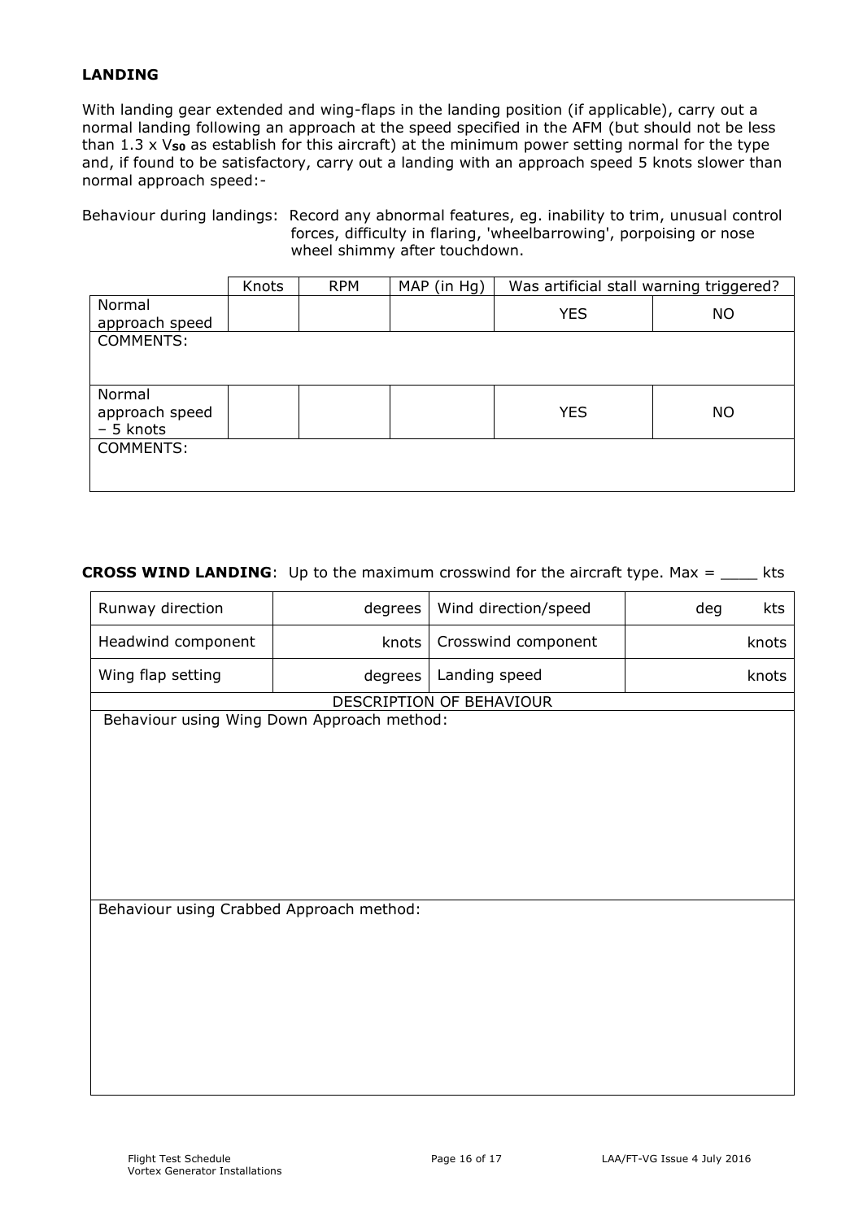**LANDING**

With landing gear extended and wing-flaps in the landing position (if applicable), carry out a normal landing following an approach at the speed specified in the AFM (but should not be less than 1.3 x $V_{S0}$ as establish for this aircraft) at the minimum power setting normal for the type and, if found to be satisfactory, carry out a landing with an approach speed 5 knots slower than normal approach speed:-

Behaviour during landings: Record any abnormal features, eg. inability to trim, unusual control forces, difficulty in flaring, 'wheelbarrowing', porpoising or nose wheel shimmy after touchdown.

| | Knots | RPM | MAP (in Hg) | Was artificial stall warning triggered? | |
|---|---|---|---|---|---|
| Normal approach speed | | | | YES | NO |
| COMMENTS: | | | | | |
| Normal approach speed – 5 knots | | | | YES | NO |
| COMMENTS: | | | | | |

**CROSS WIND LANDING**: Up to the maximum crosswind for the aircraft type. Max = ____ kts

| Runway direction | degrees | Wind direction/speed | deg kts |
|---|---|---|---|
| Headwind component | knots | Crosswind component | knots |
| Wing flap setting | degrees | Landing speed | knots |
| DESCRIPTION OF BEHAVIOUR | | | |
| Behaviour using Wing Down Approach method: | | | |
| Behaviour using Crabbed Approach method: | | | |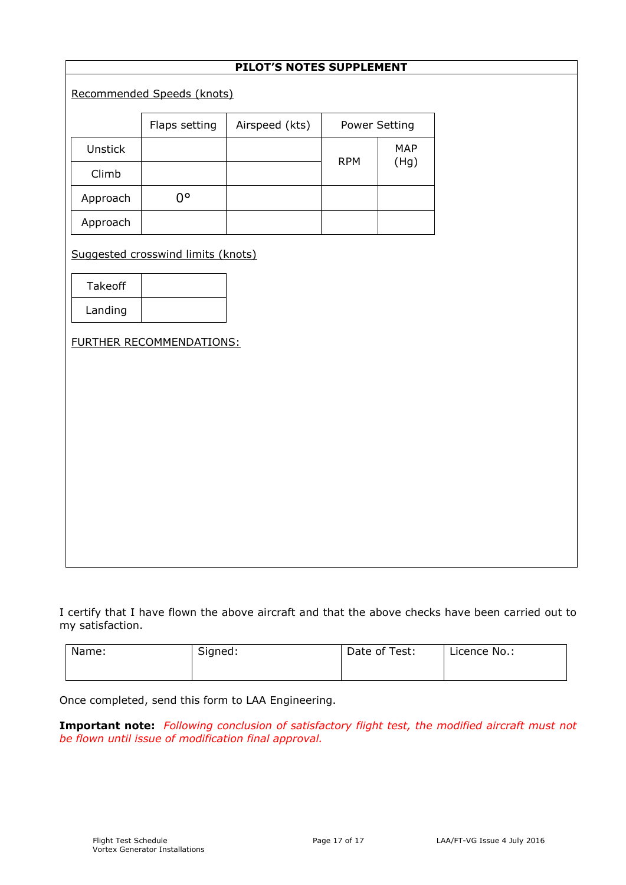## PILOT'S NOTES SUPPLEMENT

Recommended Speeds (knots)

| | Flaps setting | Airspeed (kts) | Power Setting | |
|---|---|---|---|---|
| Unstick | | | RPM | MAP (Hg) |
| Climb | | | | |
| Approach | 0° | | | |
| Approach | | | | |

Suggested crosswind limits (knots)

| | |
|---|---|
| Takeoff | |
| Landing | |

FURTHER RECOMMENDATIONS:

I certify that I have flown the above aircraft and that the above checks have been carried out to my satisfaction.

| Name: | Signed: | Date of Test: | Licence No.: |
|---|---|---|---|
| | | | |

Once completed, send this form to LAA Engineering.

**Important note:** *Following conclusion of satisfactory flight test, the modified aircraft must not be flown until issue of modification final approval.*